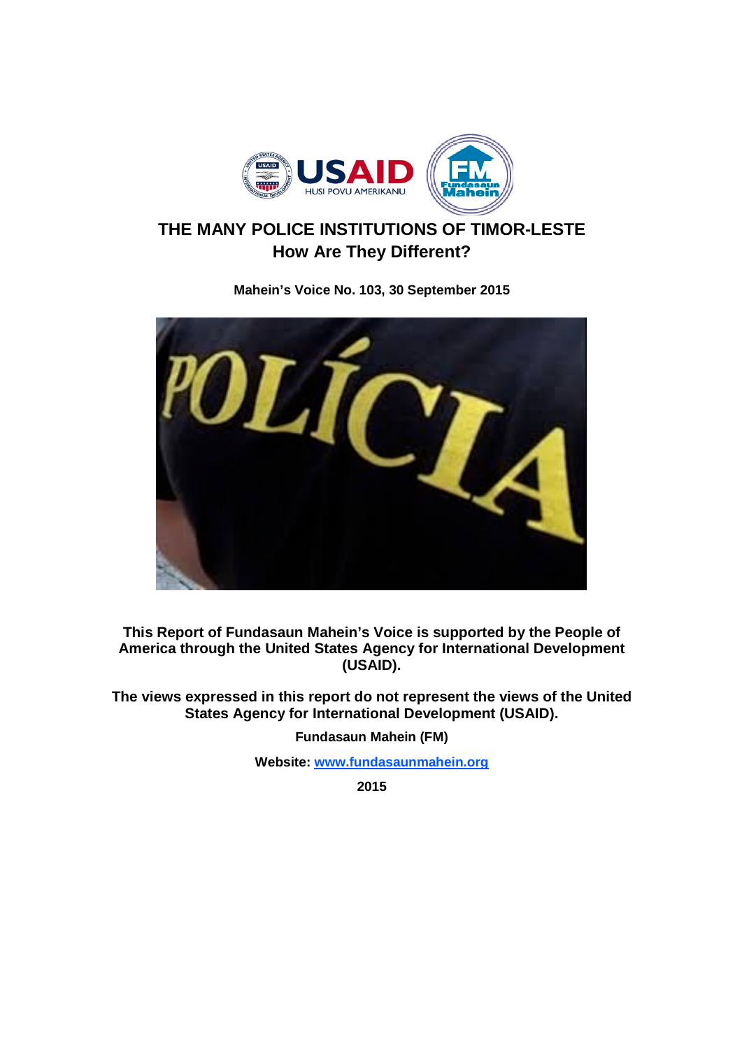# THE MANY POLICE INSTITUTIONS OF TIMOR-LESTE
## How Are They Different?

**Mahein's Voice No. 103, 30 September 2015**

**This Report of Fundasaun Mahein's Voice is supported by the People of America through the United States Agency for International Development (USAID).**

**The views expressed in this report do not represent the views of the United States Agency for International Development (USAID).**

**Fundasaun Mahein (FM)**

**Website: www.fundasaunmahein.org**

**2015**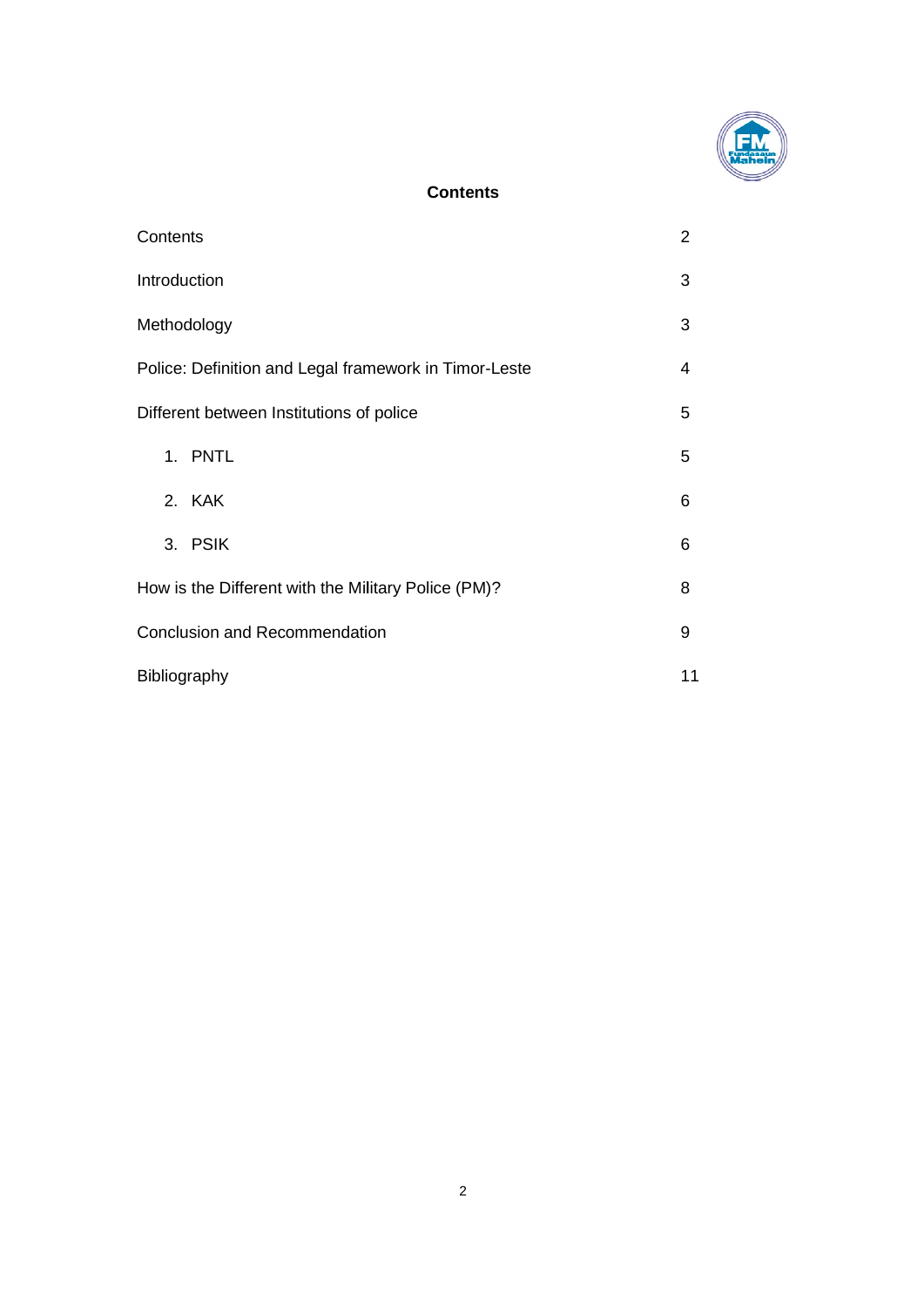## Contents

| | |
|---|---|
| Contents | 2 |
| Introduction | 3 |
| Methodology | 3 |
| Police: Definition and Legal framework in Timor-Leste | 4 |
| Different between Institutions of police | 5 |
| 1. PNTL | 5 |
| 2. KAK | 6 |
| 3. PSIK | 6 |
| How is the Different with the Military Police (PM)? | 8 |
| Conclusion and Recommendation | 9 |
| Bibliography | 11 |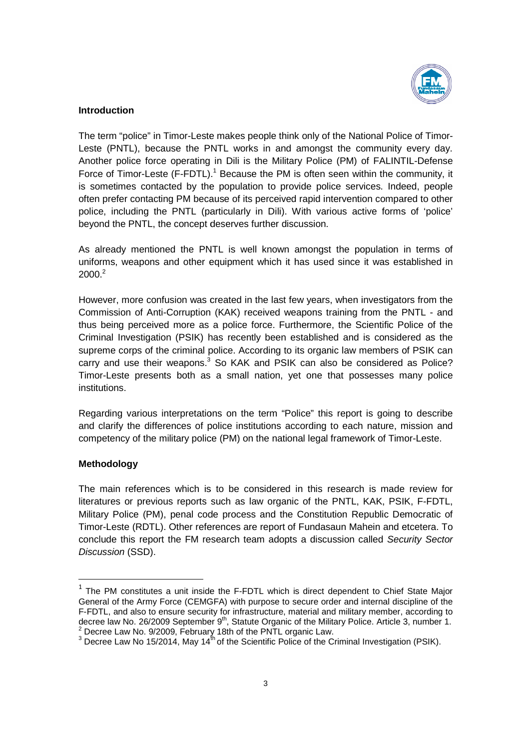## Introduction

The term "police" in Timor-Leste makes people think only of the National Police of Timor-Leste (PNTL), because the PNTL works in and amongst the community every day. Another police force operating in Dili is the Military Police (PM) of FALINTIL-Defense Force of Timor-Leste (F-FDTL).[1] Because the PM is often seen within the community, it is sometimes contacted by the population to provide police services. Indeed, people often prefer contacting PM because of its perceived rapid intervention compared to other police, including the PNTL (particularly in Dili). With various active forms of 'police' beyond the PNTL, the concept deserves further discussion.

As already mentioned the PNTL is well known amongst the population in terms of uniforms, weapons and other equipment which it has used since it was established in 2000.[2]

However, more confusion was created in the last few years, when investigators from the Commission of Anti-Corruption (KAK) received weapons training from the PNTL - and thus being perceived more as a police force. Furthermore, the Scientific Police of the Criminal Investigation (PSIK) has recently been established and is considered as the supreme corps of the criminal police. According to its organic law members of PSIK can carry and use their weapons.[3] So KAK and PSIK can also be considered as Police? Timor-Leste presents both as a small nation, yet one that possesses many police institutions.

Regarding various interpretations on the term "Police" this report is going to describe and clarify the differences of police institutions according to each nature, mission and competency of the military police (PM) on the national legal framework of Timor-Leste.

## Methodology

The main references which is to be considered in this research is made review for literatures or previous reports such as law organic of the PNTL, KAK, PSIK, F-FDTL, Military Police (PM), penal code process and the Constitution Republic Democratic of Timor-Leste (RDTL). Other references are report of Fundasaun Mahein and etcetera. To conclude this report the FM research team adopts a discussion called *Security Sector Discussion* (SSD).

---

[1] The PM constitutes a unit inside the F-FDTL which is direct dependent to Chief State Major General of the Army Force (CEMGFA) with purpose to secure order and internal discipline of the F-FDTL, and also to ensure security for infrastructure, material and military member, according to decree law No. 26/2009 September 9th, Statute Organic of the Military Police. Article 3, number 1.

[2] Decree Law No. 9/2009, February 18th of the PNTL organic Law.

[3] Decree Law No 15/2014, May 14th of the Scientific Police of the Criminal Investigation (PSIK).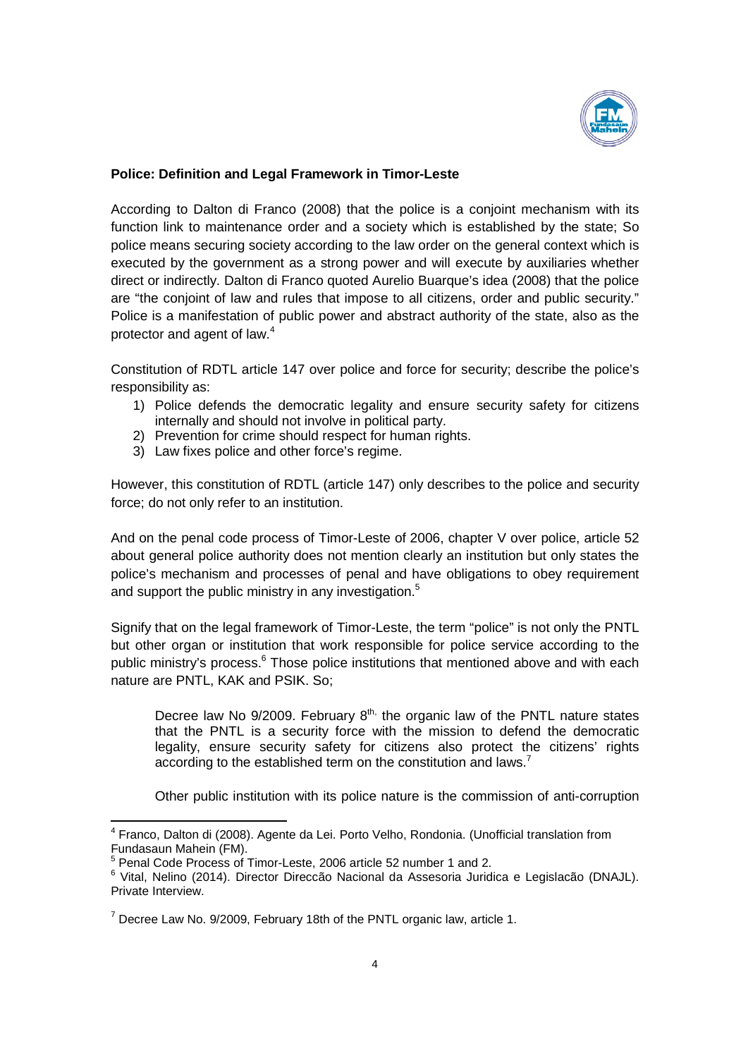**Police: Definition and Legal Framework in Timor-Leste**

According to Dalton di Franco (2008) that the police is a conjoint mechanism with its function link to maintenance order and a society which is established by the state; So police means securing society according to the law order on the general context which is executed by the government as a strong power and will execute by auxiliaries whether direct or indirectly. Dalton di Franco quoted Aurelio Buarque's idea (2008) that the police are "the conjoint of law and rules that impose to all citizens, order and public security." Police is a manifestation of public power and abstract authority of the state, also as the protector and agent of law.[4]

Constitution of RDTL article 147 over police and force for security; describe the police's responsibility as:

1) Police defends the democratic legality and ensure security safety for citizens internally and should not involve in political party.
2) Prevention for crime should respect for human rights.
3) Law fixes police and other force's regime.

However, this constitution of RDTL (article 147) only describes to the police and security force; do not only refer to an institution.

And on the penal code process of Timor-Leste of 2006, chapter V over police, article 52 about general police authority does not mention clearly an institution but only states the police's mechanism and processes of penal and have obligations to obey requirement and support the public ministry in any investigation.[5]

Signify that on the legal framework of Timor-Leste, the term "police" is not only the PNTL but other organ or institution that work responsible for police service according to the public ministry's process.[6] Those police institutions that mentioned above and with each nature are PNTL, KAK and PSIK. So;

> Decree law No 9/2009. February 8[th,] the organic law of the PNTL nature states that the PNTL is a security force with the mission to defend the democratic legality, ensure security safety for citizens also protect the citizens' rights according to the established term on the constitution and laws.[7]
>
> Other public institution with its police nature is the commission of anti-corruption

---

[4] Franco, Dalton di (2008). Agente da Lei. Porto Velho, Rondonia. (Unofficial translation from Fundasaun Mahein (FM).

[5] Penal Code Process of Timor-Leste, 2006 article 52 number 1 and 2.

[6] Vital, Nelino (2014). Director Direccão Nacional da Assesoria Juridica e Legislacão (DNAJL). Private Interview.

[7] Decree Law No. 9/2009, February 18th of the PNTL organic law, article 1.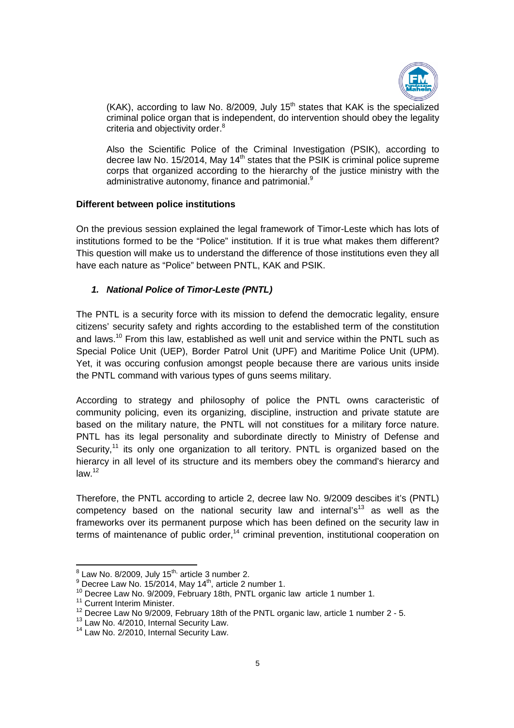(KAK), according to law No. 8/2009, July 15th states that KAK is the specialized criminal police organ that is independent, do intervention should obey the legality criteria and objectivity order.[8]

Also the Scientific Police of the Criminal Investigation (PSIK), according to decree law No. 15/2014, May 14th states that the PSIK is criminal police supreme corps that organized according to the hierarchy of the justice ministry with the administrative autonomy, finance and patrimonial.[9]

**Different between police institutions**

On the previous session explained the legal framework of Timor-Leste which has lots of institutions formed to be the "Police" institution. If it is true what makes them different? This question will make us to understand the difference of those institutions even they all have each nature as "Police" between PNTL, KAK and PSIK.

1. ***National Police of Timor-Leste (PNTL)***

The PNTL is a security force with its mission to defend the democratic legality, ensure citizens' security safety and rights according to the established term of the constitution and laws.[10] From this law, established as well unit and service within the PNTL such as Special Police Unit (UEP), Border Patrol Unit (UPF) and Maritime Police Unit (UPM). Yet, it was occuring confusion amongst people because there are various units inside the PNTL command with various types of guns seems military.

According to strategy and philosophy of police the PNTL owns caracteristic of community policing, even its organizing, discipline, instruction and private statute are based on the military nature, the PNTL will not constitues for a military force nature. PNTL has its legal personality and subordinate directly to Ministry of Defense and Security,[11] its only one organization to all teritory. PNTL is organized based on the hierarcy in all level of its structure and its members obey the command's hierarcy and law.[12]

Therefore, the PNTL according to article 2, decree law No. 9/2009 descibes it's (PNTL) competency based on the national security law and internal's[13] as well as the frameworks over its permanent purpose which has been defined on the security law in terms of maintenance of public order,[14] criminal prevention, institutional cooperation on

---

[8] Law No. 8/2009, July 15th, article 3 number 2.
[9] Decree Law No. 15/2014, May 14th, article 2 number 1.
[10] Decree Law No. 9/2009, February 18th, PNTL organic law article 1 number 1.
[11] Current Interim Minister.
[12] Decree Law No 9/2009, February 18th of the PNTL organic law, article 1 number 2 - 5.
[13] Law No. 4/2010, Internal Security Law.
[14] Law No. 2/2010, Internal Security Law.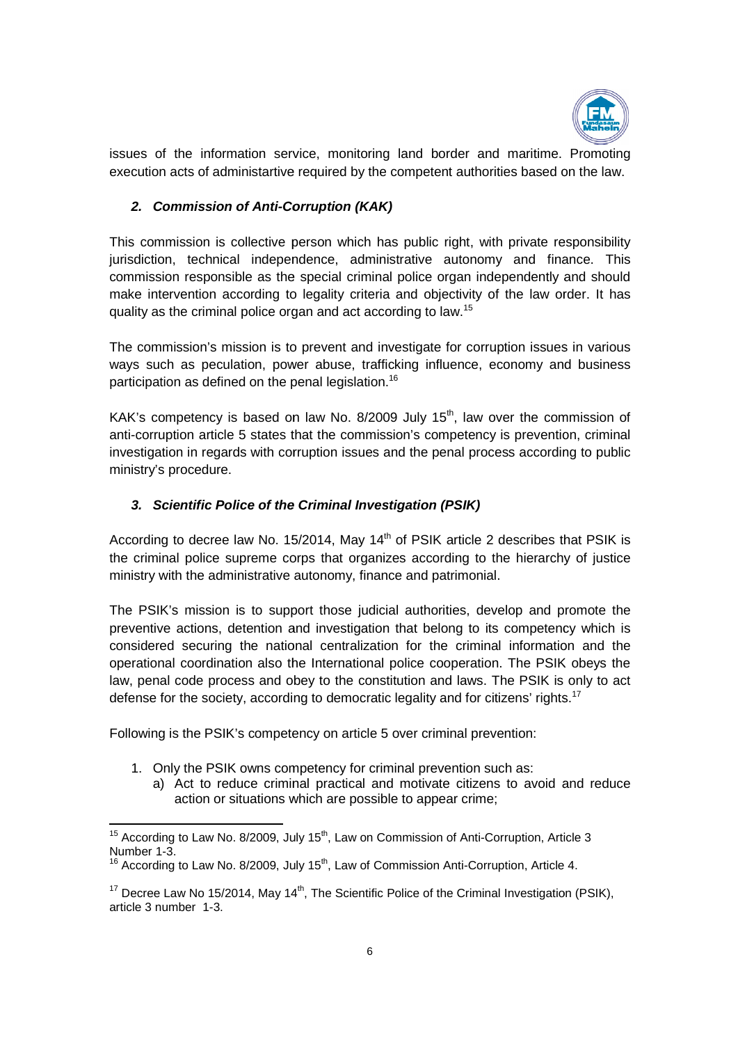issues of the information service, monitoring land border and maritime. Promoting execution acts of administartive required by the competent authorities based on the law.

### *2. Commission of Anti-Corruption (KAK)*

This commission is collective person which has public right, with private responsibility jurisdiction, technical independence, administrative autonomy and finance. This commission responsible as the special criminal police organ independently and should make intervention according to legality criteria and objectivity of the law order. It has quality as the criminal police organ and act according to law.[15]

The commission's mission is to prevent and investigate for corruption issues in various ways such as peculation, power abuse, trafficking influence, economy and business participation as defined on the penal legislation.[16]

KAK's competency is based on law No. 8/2009 July 15th, law over the commission of anti-corruption article 5 states that the commission's competency is prevention, criminal investigation in regards with corruption issues and the penal process according to public ministry's procedure.

### *3. Scientific Police of the Criminal Investigation (PSIK)*

According to decree law No. 15/2014, May 14th of PSIK article 2 describes that PSIK is the criminal police supreme corps that organizes according to the hierarchy of justice ministry with the administrative autonomy, finance and patrimonial.

The PSIK's mission is to support those judicial authorities, develop and promote the preventive actions, detention and investigation that belong to its competency which is considered securing the national centralization for the criminal information and the operational coordination also the International police cooperation. The PSIK obeys the law, penal code process and obey to the constitution and laws. The PSIK is only to act defense for the society, according to democratic legality and for citizens' rights.[17]

Following is the PSIK's competency on article 5 over criminal prevention:

1. Only the PSIK owns competency for criminal prevention such as:
   a) Act to reduce criminal practical and motivate citizens to avoid and reduce action or situations which are possible to appear crime;

---

[15] According to Law No. 8/2009, July 15th, Law on Commission of Anti-Corruption, Article 3 Number 1-3.

[16] According to Law No. 8/2009, July 15th, Law of Commission Anti-Corruption, Article 4.

[17] Decree Law No 15/2014, May 14th, The Scientific Police of the Criminal Investigation (PSIK), article 3 number 1-3.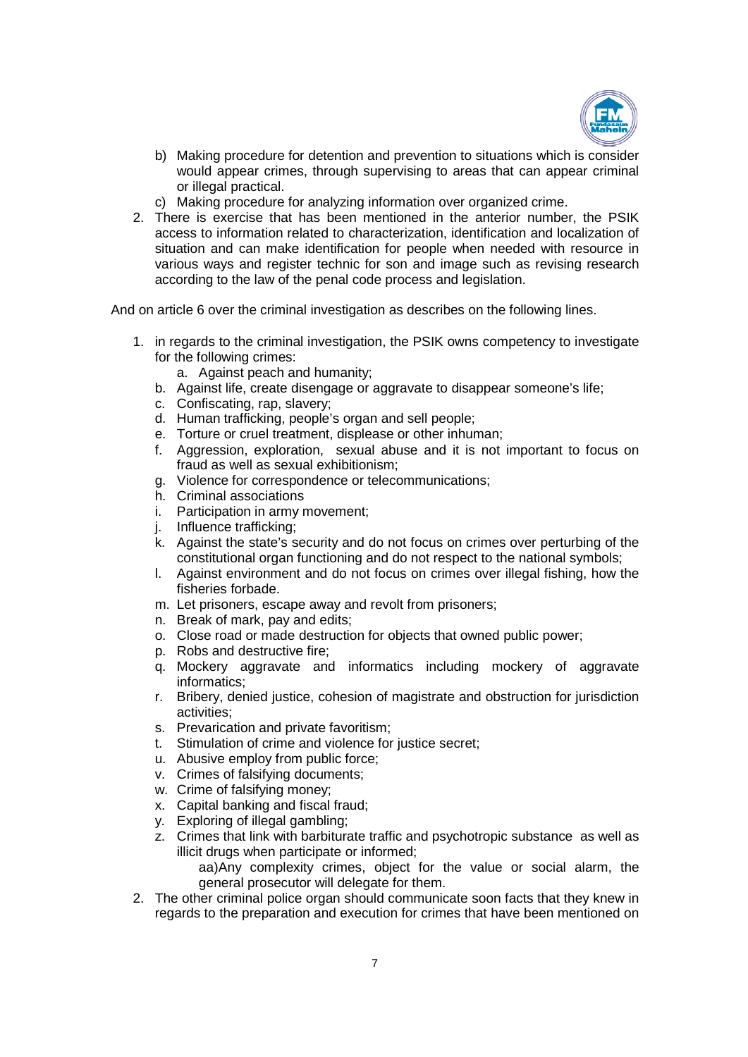b) Making procedure for detention and prevention to situations which is consider would appear crimes, through supervising to areas that can appear criminal or illegal practical.

c) Making procedure for analyzing information over organized crime.

2. There is exercise that has been mentioned in the anterior number, the PSIK access to information related to characterization, identification and localization of situation and can make identification for people when needed with resource in various ways and register technic for son and image such as revising research according to the law of the penal code process and legislation.

And on article 6 over the criminal investigation as describes on the following lines.

1. in regards to the criminal investigation, the PSIK owns competency to investigate for the following crimes:
   a. Against peach and humanity;
   b. Against life, create disengage or aggravate to disappear someone's life;
   c. Confiscating, rap, slavery;
   d. Human trafficking, people's organ and sell people;
   e. Torture or cruel treatment, displease or other inhuman;
   f. Aggression, exploration, sexual abuse and it is not important to focus on fraud as well as sexual exhibitionism;
   g. Violence for correspondence or telecommunications;
   h. Criminal associations
   i. Participation in army movement;
   j. Influence trafficking;
   k. Against the state's security and do not focus on crimes over perturbing of the constitutional organ functioning and do not respect to the national symbols;
   l. Against environment and do not focus on crimes over illegal fishing, how the fisheries forbade.
   m. Let prisoners, escape away and revolt from prisoners;
   n. Break of mark, pay and edits;
   o. Close road or made destruction for objects that owned public power;
   p. Robs and destructive fire;
   q. Mockery aggravate and informatics including mockery of aggravate informatics;
   r. Bribery, denied justice, cohesion of magistrate and obstruction for jurisdiction activities;
   s. Prevarication and private favoritism;
   t. Stimulation of crime and violence for justice secret;
   u. Abusive employ from public force;
   v. Crimes of falsifying documents;
   w. Crime of falsifying money;
   x. Capital banking and fiscal fraud;
   y. Exploring of illegal gambling;
   z. Crimes that link with barbiturate traffic and psychotropic substance as well as illicit drugs when participate or informed;
   aa) Any complexity crimes, object for the value or social alarm, the general prosecutor will delegate for them.
2. The other criminal police organ should communicate soon facts that they knew in regards to the preparation and execution for crimes that have been mentioned on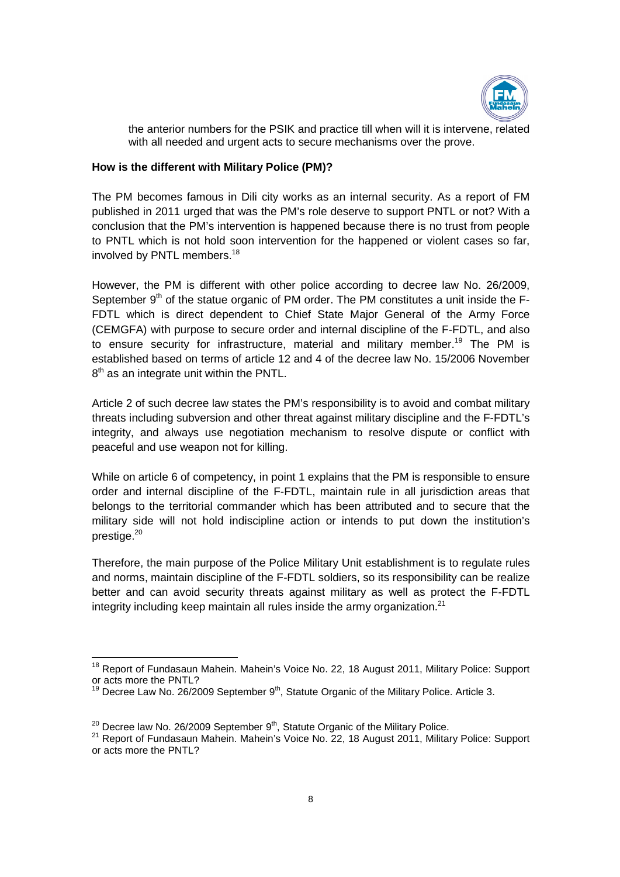the anterior numbers for the PSIK and practice till when will it is intervene, related with all needed and urgent acts to secure mechanisms over the prove.

**How is the different with Military Police (PM)?**

The PM becomes famous in Dili city works as an internal security. As a report of FM published in 2011 urged that was the PM's role deserve to support PNTL or not? With a conclusion that the PM's intervention is happened because there is no trust from people to PNTL which is not hold soon intervention for the happened or violent cases so far, involved by PNTL members.[18]

However, the PM is different with other police according to decree law No. 26/2009, September 9th of the statue organic of PM order. The PM constitutes a unit inside the F-FDTL which is direct dependent to Chief State Major General of the Army Force (CEMGFA) with purpose to secure order and internal discipline of the F-FDTL, and also to ensure security for infrastructure, material and military member.[19] The PM is established based on terms of article 12 and 4 of the decree law No. 15/2006 November 8th as an integrate unit within the PNTL.

Article 2 of such decree law states the PM's responsibility is to avoid and combat military threats including subversion and other threat against military discipline and the F-FDTL's integrity, and always use negotiation mechanism to resolve dispute or conflict with peaceful and use weapon not for killing.

While on article 6 of competency, in point 1 explains that the PM is responsible to ensure order and internal discipline of the F-FDTL, maintain rule in all jurisdiction areas that belongs to the territorial commander which has been attributed and to secure that the military side will not hold indiscipline action or intends to put down the institution's prestige.[20]

Therefore, the main purpose of the Police Military Unit establishment is to regulate rules and norms, maintain discipline of the F-FDTL soldiers, so its responsibility can be realize better and can avoid security threats against military as well as protect the F-FDTL integrity including keep maintain all rules inside the army organization.[21]

---

[18] Report of Fundasaun Mahein. Mahein's Voice No. 22, 18 August 2011, Military Police: Support or acts more the PNTL?

[19] Decree Law No. 26/2009 September 9th, Statute Organic of the Military Police. Article 3.

[20] Decree law No. 26/2009 September 9th, Statute Organic of the Military Police.

[21] Report of Fundasaun Mahein. Mahein's Voice No. 22, 18 August 2011, Military Police: Support or acts more the PNTL?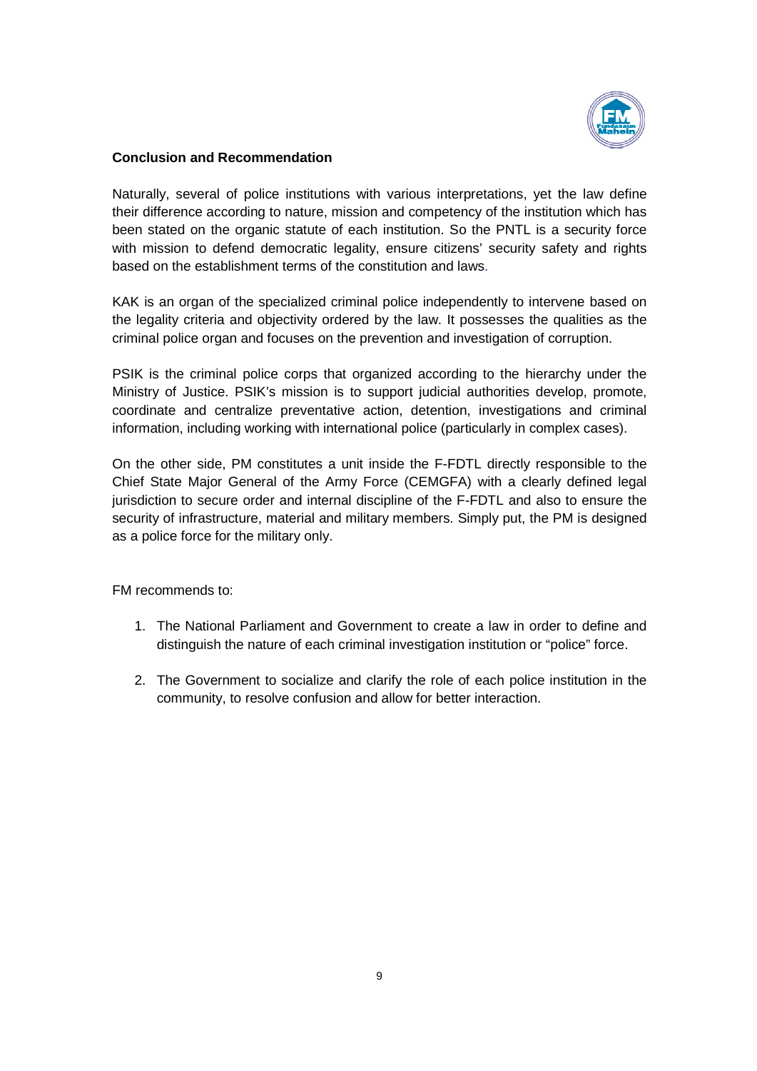**Conclusion and Recommendation**

Naturally, several of police institutions with various interpretations, yet the law define their difference according to nature, mission and competency of the institution which has been stated on the organic statute of each institution. So the PNTL is a security force with mission to defend democratic legality, ensure citizens' security safety and rights based on the establishment terms of the constitution and laws.

KAK is an organ of the specialized criminal police independently to intervene based on the legality criteria and objectivity ordered by the law. It possesses the qualities as the criminal police organ and focuses on the prevention and investigation of corruption.

PSIK is the criminal police corps that organized according to the hierarchy under the Ministry of Justice. PSIK's mission is to support judicial authorities develop, promote, coordinate and centralize preventative action, detention, investigations and criminal information, including working with international police (particularly in complex cases).

On the other side, PM constitutes a unit inside the F-FDTL directly responsible to the Chief State Major General of the Army Force (CEMGFA) with a clearly defined legal jurisdiction to secure order and internal discipline of the F-FDTL and also to ensure the security of infrastructure, material and military members. Simply put, the PM is designed as a police force for the military only.

FM recommends to:

1. The National Parliament and Government to create a law in order to define and distinguish the nature of each criminal investigation institution or "police" force.
2. The Government to socialize and clarify the role of each police institution in the community, to resolve confusion and allow for better interaction.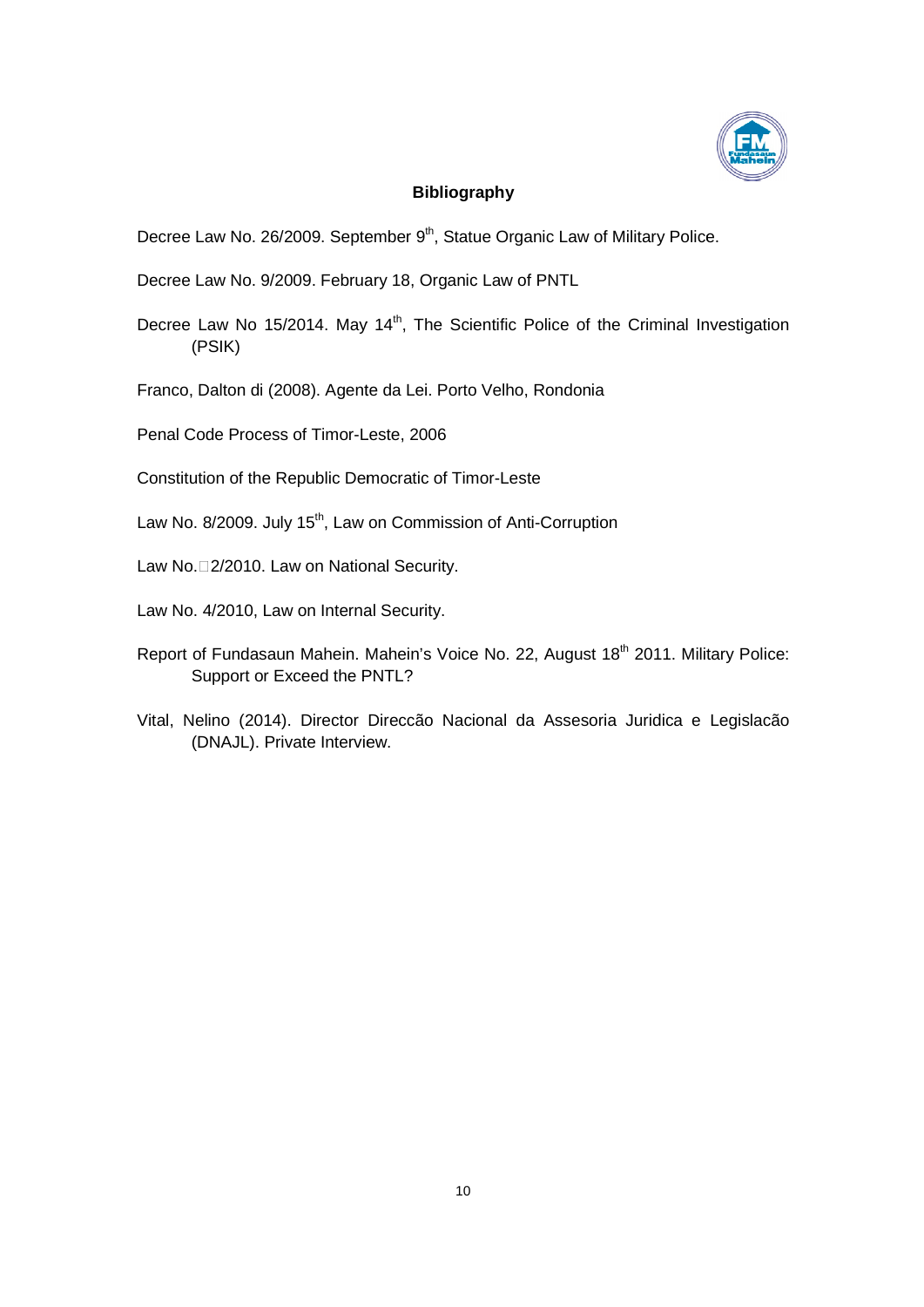## Bibliography

Decree Law No. 26/2009. September 9th, Statue Organic Law of Military Police.

Decree Law No. 9/2009. February 18, Organic Law of PNTL

Decree Law No 15/2014. May 14th, The Scientific Police of the Criminal Investigation (PSIK)

Franco, Dalton di (2008). Agente da Lei. Porto Velho, Rondonia

Penal Code Process of Timor-Leste, 2006

Constitution of the Republic Democratic of Timor-Leste

Law No. 8/2009. July 15th, Law on Commission of Anti-Corruption

Law No. 2/2010. Law on National Security.

Law No. 4/2010, Law on Internal Security.

Report of Fundasaun Mahein. Mahein's Voice No. 22, August 18th 2011. Military Police: Support or Exceed the PNTL?

Vital, Nelino (2014). Director Direccão Nacional da Assesoria Juridica e Legislacão (DNAJL). Private Interview.